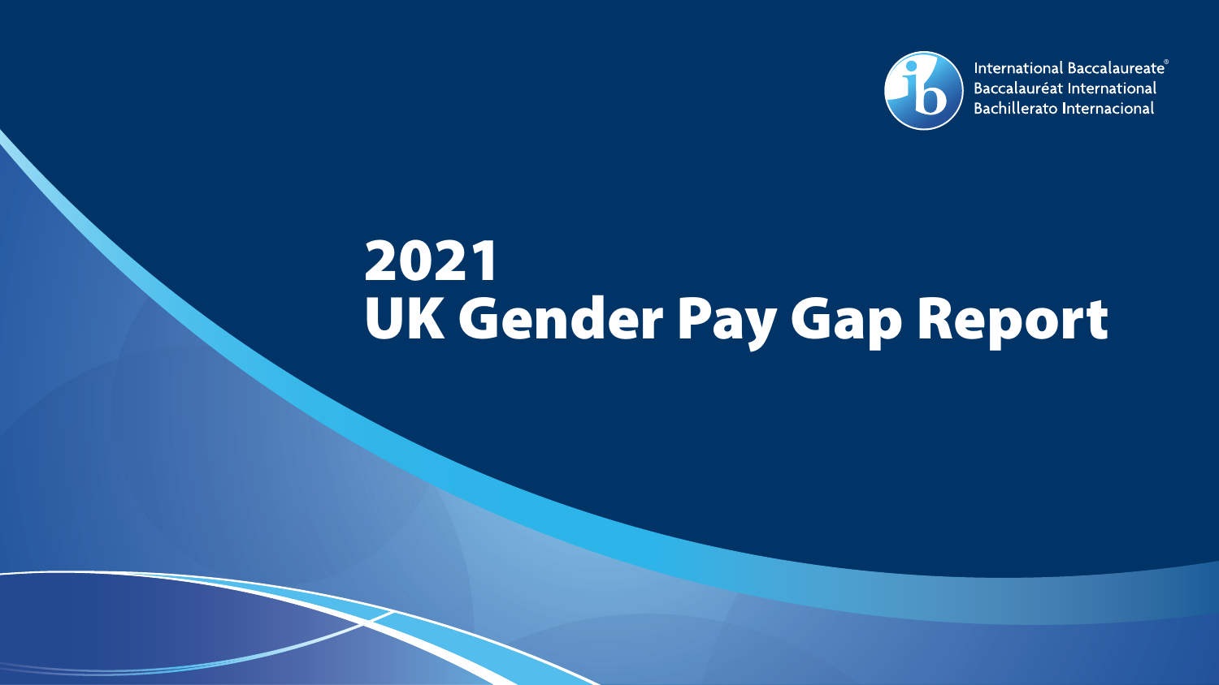International Baccalaureate®
Baccalauréat International
Bachillerato Internacional

# 2021 UK Gender Pay Gap Report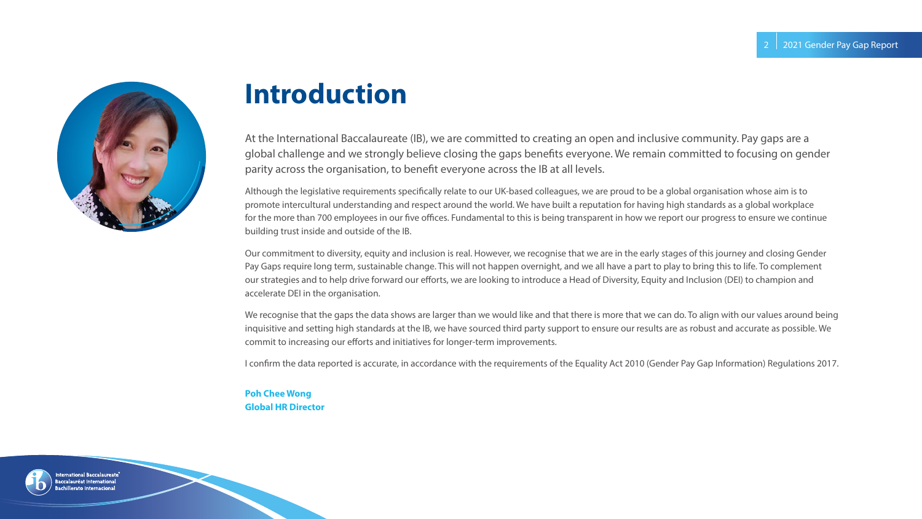# Introduction

At the International Baccalaureate (IB), we are committed to creating an open and inclusive community. Pay gaps are a global challenge and we strongly believe closing the gaps benefits everyone. We remain committed to focusing on gender parity across the organisation, to benefit everyone across the IB at all levels.

Although the legislative requirements specifically relate to our UK-based colleagues, we are proud to be a global organisation whose aim is to promote intercultural understanding and respect around the world. We have built a reputation for having high standards as a global workplace for the more than 700 employees in our five offices. Fundamental to this is being transparent in how we report our progress to ensure we continue building trust inside and outside of the IB.

Our commitment to diversity, equity and inclusion is real. However, we recognise that we are in the early stages of this journey and closing Gender Pay Gaps require long term, sustainable change. This will not happen overnight, and we all have a part to play to bring this to life. To complement our strategies and to help drive forward our efforts, we are looking to introduce a Head of Diversity, Equity and Inclusion (DEI) to champion and accelerate DEI in the organisation.

We recognise that the gaps the data shows are larger than we would like and that there is more that we can do. To align with our values around being inquisitive and setting high standards at the IB, we have sourced third party support to ensure our results are as robust and accurate as possible. We commit to increasing our efforts and initiatives for longer-term improvements.

I confirm the data reported is accurate, in accordance with the requirements of the Equality Act 2010 (Gender Pay Gap Information) Regulations 2017.

**Poh Chee Wong**
**Global HR Director**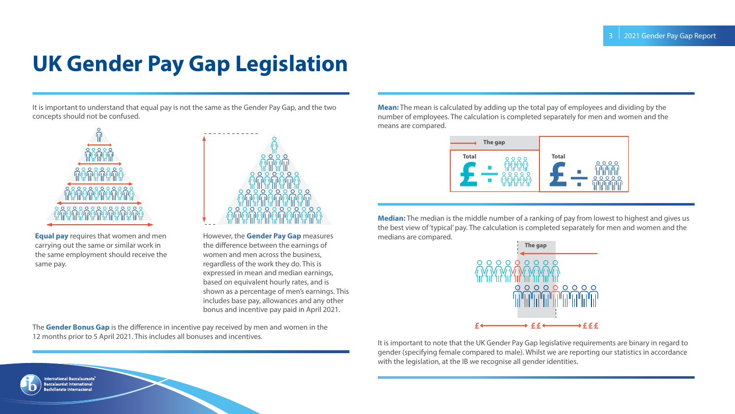# UK Gender Pay Gap Legislation

It is important to understand that equal pay is not the same as the Gender Pay Gap, and the two concepts should not be confused.

**Equal pay** requires that women and men carrying out the same or similar work in the same employment should receive the same pay.

However, the **Gender Pay Gap** measures the difference between the earnings of women and men across the business, regardless of the work they do. This is expressed in mean and median earnings, based on equivalent hourly rates, and is shown as a percentage of men's earnings. This includes base pay, allowances and any other bonus and incentive pay paid in April 2021.

The **Gender Bonus Gap** is the difference in incentive pay received by men and women in the 12 months prior to 5 April 2021. This includes all bonuses and incentives.

**Mean:** The mean is calculated by adding up the total pay of employees and dividing by the number of employees. The calculation is completed separately for men and women and the means are compared.

The gap

Total £ ÷

Total £ ÷

**Median:** The median is the middle number of a ranking of pay from lowest to highest and gives us the best view of 'typical' pay. The calculation is completed separately for men and women and the medians are compared.

The gap

£ ££ £££

It is important to note that the UK Gender Pay Gap legislative requirements are binary in regard to gender (specifying female compared to male). Whilst we are reporting our statistics in accordance with the legislation, at the IB we recognise all gender identities.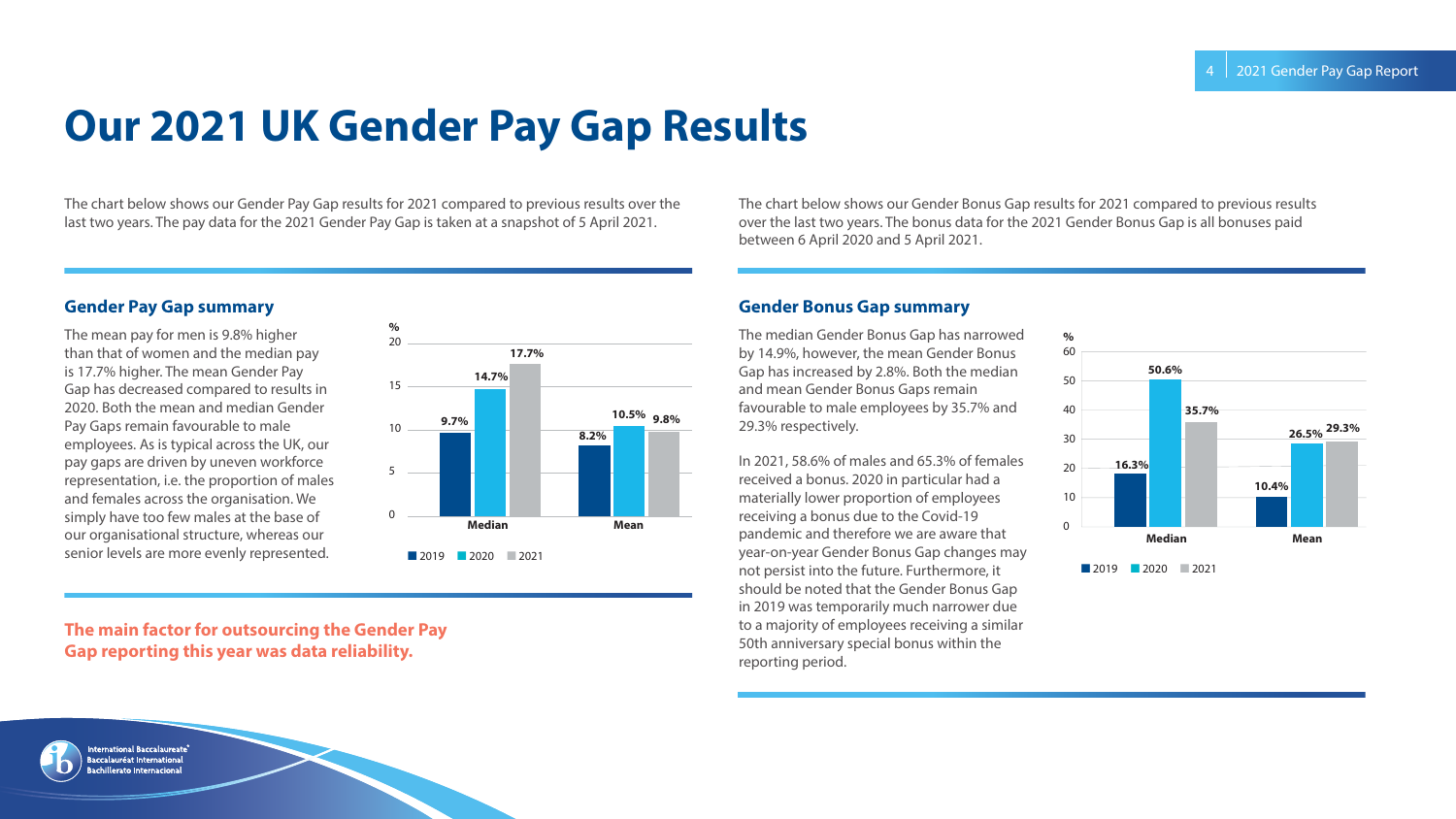# Our 2021 UK Gender Pay Gap Results

The chart below shows our Gender Pay Gap results for 2021 compared to previous results over the last two years. The pay data for the 2021 Gender Pay Gap is taken at a snapshot of 5 April 2021.

### Gender Pay Gap summary

The mean pay for men is 9.8% higher than that of women and the median pay is 17.7% higher. The mean Gender Pay Gap has decreased compared to results in 2020. Both the mean and median Gender Pay Gaps remain favourable to male employees. As is typical across the UK, our pay gaps are driven by uneven workforce representation, i.e. the proportion of males and females across the organisation. We simply have too few males at the base of our organisational structure, whereas our senior levels are more evenly represented.

| % | 2019 | 2020 | 2021 |
| --- | --- | --- | --- |
| Median | 9.7% | 14.7% | 17.7% |
| Mean | 8.2% | 10.5% | 9.8% |

**The main factor for outsourcing the Gender Pay Gap reporting this year was data reliability.**

The chart below shows our Gender Bonus Gap results for 2021 compared to previous results over the last two years. The bonus data for the 2021 Gender Bonus Gap is all bonuses paid between 6 April 2020 and 5 April 2021.

### Gender Bonus Gap summary

The median Gender Bonus Gap has narrowed by 14.9%, however, the mean Gender Bonus Gap has increased by 2.8%. Both the median and mean Gender Bonus Gaps remain favourable to male employees by 35.7% and 29.3% respectively.

In 2021, 58.6% of males and 65.3% of females received a bonus. 2020 in particular had a materially lower proportion of employees receiving a bonus due to the Covid-19 pandemic and therefore we are aware that year-on-year Gender Bonus Gap changes may not persist into the future. Furthermore, it should be noted that the Gender Bonus Gap in 2019 was temporarily much narrower due to a majority of employees receiving a similar 50th anniversary special bonus within the reporting period.

| % | 2019 | 2020 | 2021 |
| --- | --- | --- | --- |
| Median | 16.3% | 50.6% | 35.7% |
| Mean | 10.4% | 26.5% | 29.3% |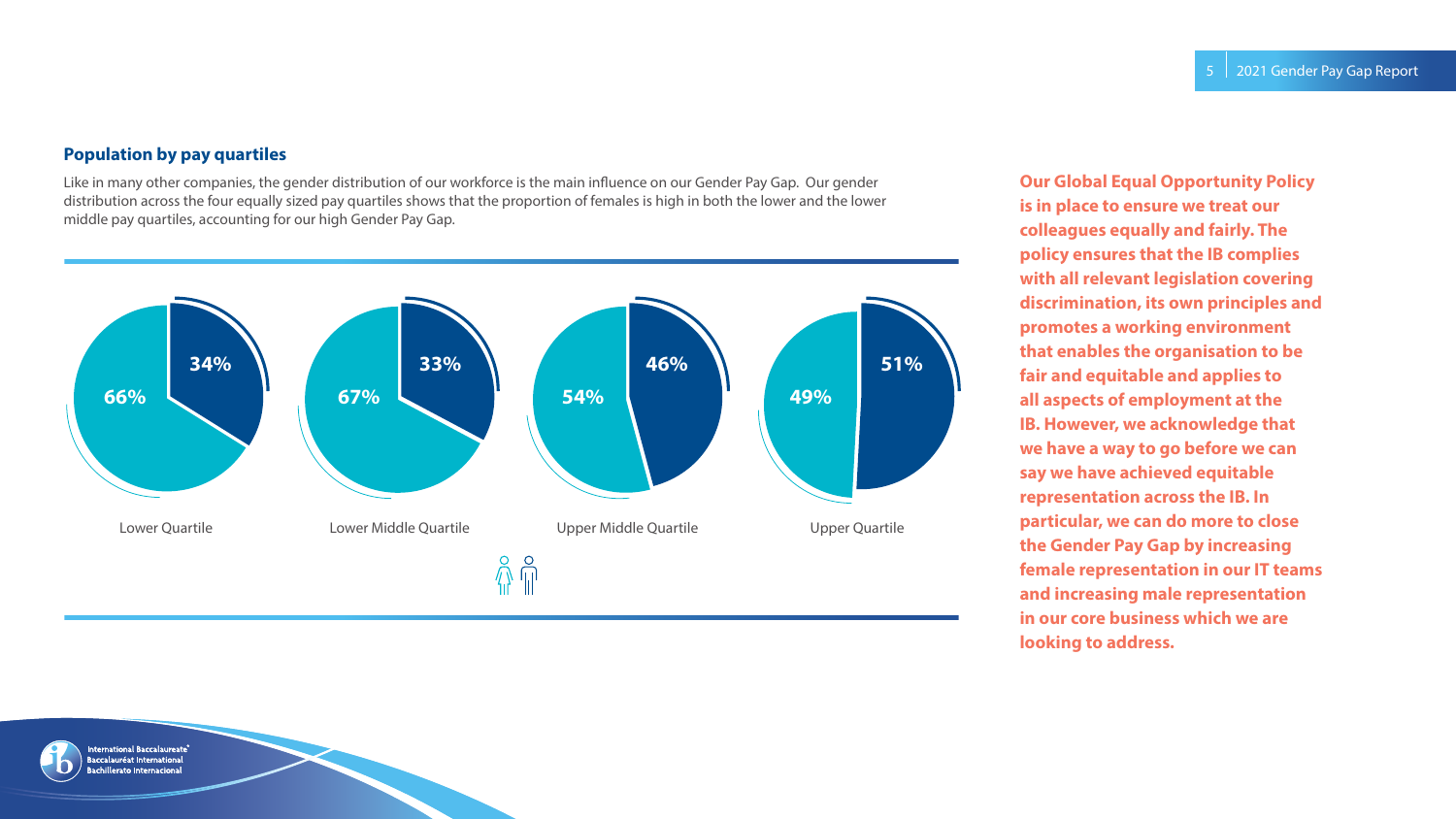## Population by pay quartiles

Like in many other companies, the gender distribution of our workforce is the main influence on our Gender Pay Gap. Our gender distribution across the four equally sized pay quartiles shows that the proportion of females is high in both the lower and the lower middle pay quartiles, accounting for our high Gender Pay Gap.

| Quartile | Female | Male |
| --- | --- | --- |
| Lower Quartile | 66% | 34% |
| Lower Middle Quartile | 67% | 33% |
| Upper Middle Quartile | 54% | 46% |
| Upper Quartile | 49% | 51% |

**Our Global Equal Opportunity Policy is in place to ensure we treat our colleagues equally and fairly. The policy ensures that the IB complies with all relevant legislation covering discrimination, its own principles and promotes a working environment that enables the organisation to be fair and equitable and applies to all aspects of employment at the IB. However, we acknowledge that we have a way to go before we can say we have achieved equitable representation across the IB. In particular, we can do more to close the Gender Pay Gap by increasing female representation in our IT teams and increasing male representation in our core business which we are looking to address.**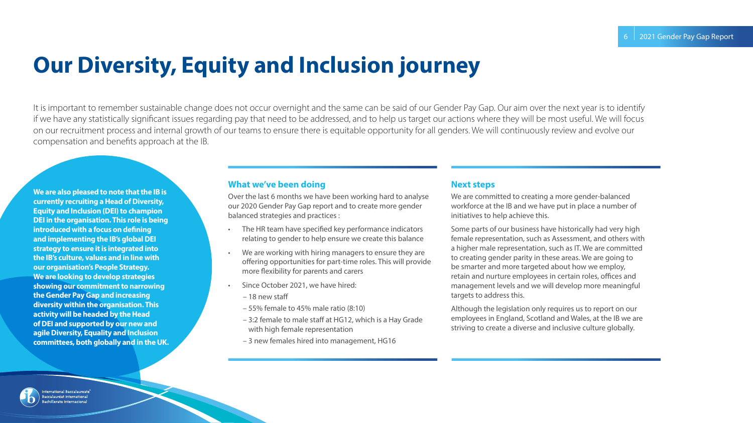# Our Diversity, Equity and Inclusion journey

It is important to remember sustainable change does not occur overnight and the same can be said of our Gender Pay Gap. Our aim over the next year is to identify if we have any statistically significant issues regarding pay that need to be addressed, and to help us target our actions where they will be most useful. We will focus on our recruitment process and internal growth of our teams to ensure there is equitable opportunity for all genders. We will continuously review and evolve our compensation and benefits approach at the IB.

**We are also pleased to note that the IB is currently recruiting a Head of Diversity, Equity and Inclusion (DEI) to champion DEI in the organisation. This role is being introduced with a focus on defining and implementing the IB's global DEI strategy to ensure it is integrated into the IB's culture, values and in line with our organisation's People Strategy. We are looking to develop strategies showing our commitment to narrowing the Gender Pay Gap and increasing diversity within the organisation. This activity will be headed by the Head of DEI and supported by our new and agile Diversity, Equality and Inclusion committees, both globally and in the UK.**

## What we've been doing

Over the last 6 months we have been working hard to analyse our 2020 Gender Pay Gap report and to create more gender balanced strategies and practices :

- The HR team have specified key performance indicators relating to gender to help ensure we create this balance
- We are working with hiring managers to ensure they are offering opportunities for part-time roles. This will provide more flexibility for parents and carers
- Since October 2021, we have hired:
  - 18 new staff
  - 55% female to 45% male ratio (8:10)
  - 3:2 female to male staff at HG12, which is a Hay Grade with high female representation
  - 3 new females hired into management, HG16

## Next steps

We are committed to creating a more gender-balanced workforce at the IB and we have put in place a number of initiatives to help achieve this.

Some parts of our business have historically had very high female representation, such as Assessment, and others with a higher male representation, such as IT. We are committed to creating gender parity in these areas. We are going to be smarter and more targeted about how we employ, retain and nurture employees in certain roles, offices and management levels and we will develop more meaningful targets to address this.

Although the legislation only requires us to report on our employees in England, Scotland and Wales, at the IB we are striving to create a diverse and inclusive culture globally.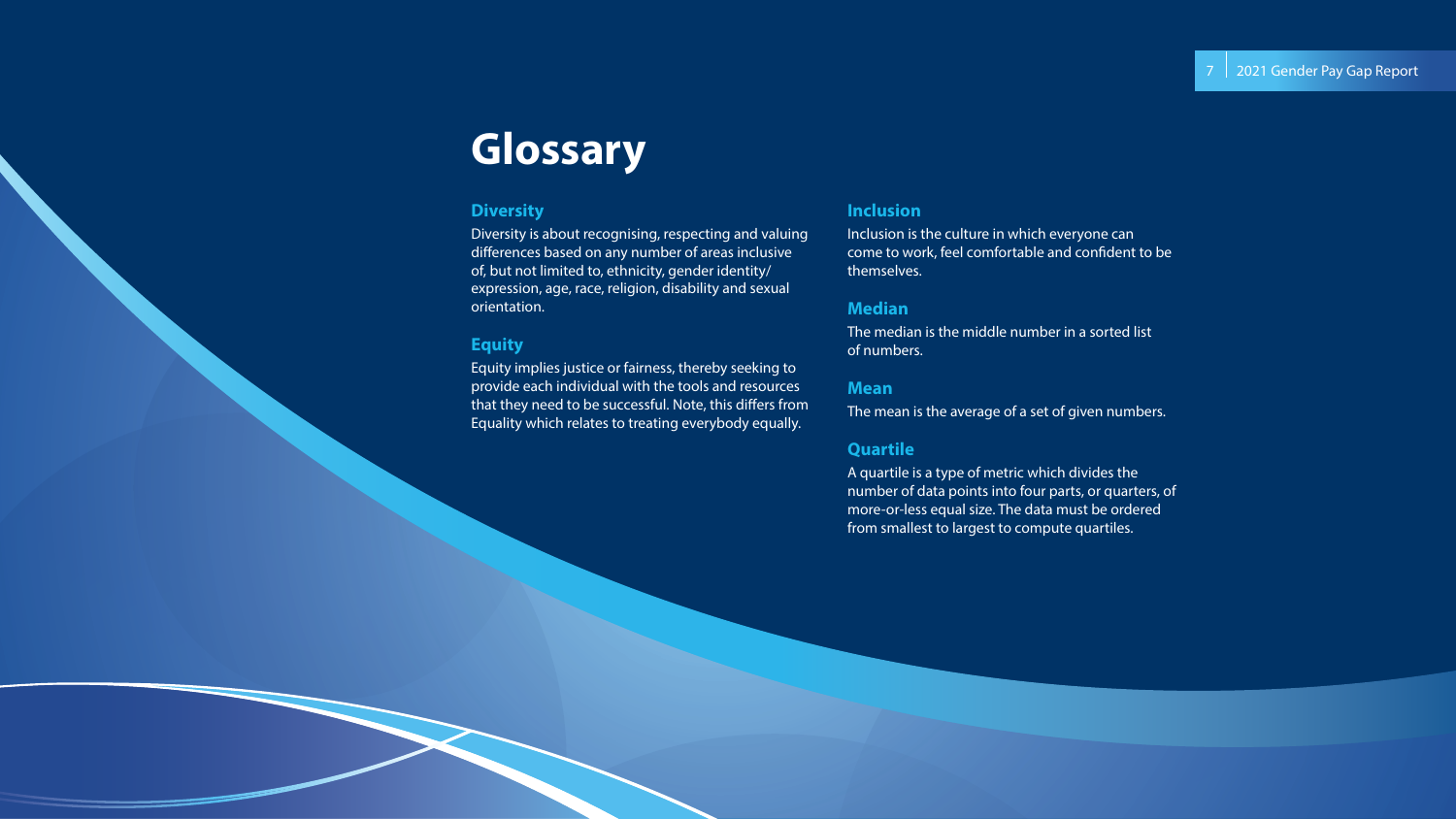# Glossary

### Diversity

Diversity is about recognising, respecting and valuing differences based on any number of areas inclusive of, but not limited to, ethnicity, gender identity/ expression, age, race, religion, disability and sexual orientation.

### Equity

Equity implies justice or fairness, thereby seeking to provide each individual with the tools and resources that they need to be successful. Note, this differs from Equality which relates to treating everybody equally.

### Inclusion

Inclusion is the culture in which everyone can come to work, feel comfortable and confident to be themselves.

### Median

The median is the middle number in a sorted list of numbers.

### Mean

The mean is the average of a set of given numbers.

### Quartile

A quartile is a type of metric which divides the number of data points into four parts, or quarters, of more-or-less equal size. The data must be ordered from smallest to largest to compute quartiles.